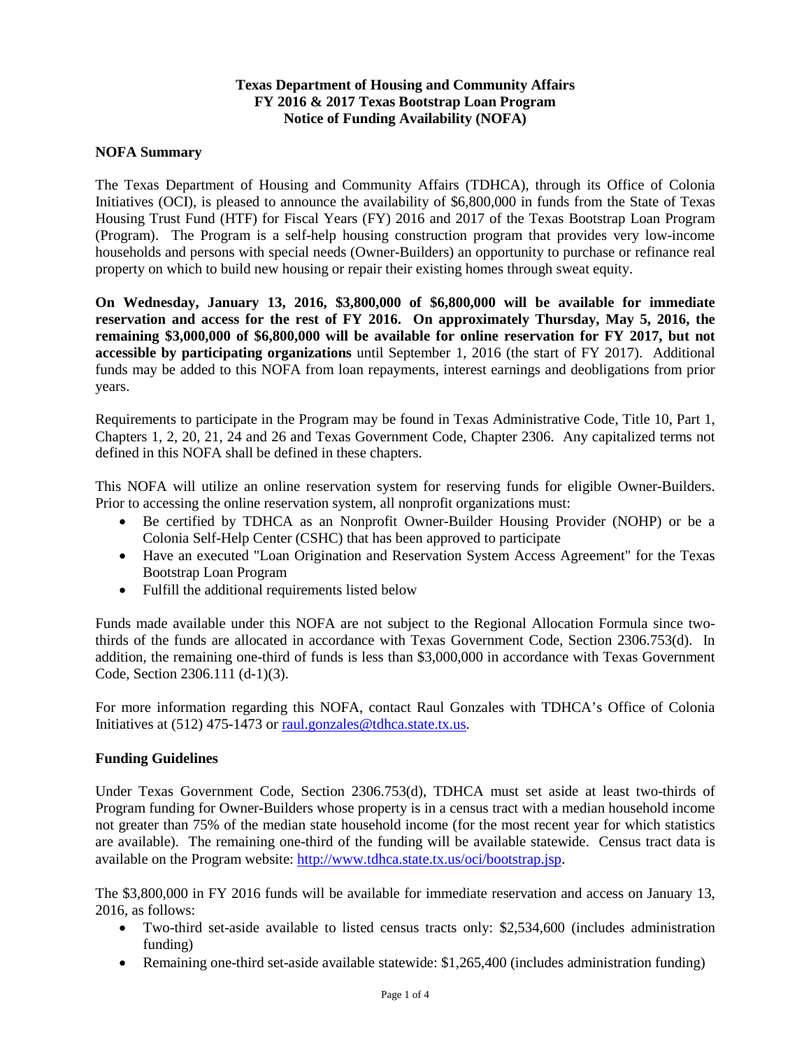**Texas Department of Housing and Community Affairs**
**FY 2016 & 2017 Texas Bootstrap Loan Program**
**Notice of Funding Availability (NOFA)**

## NOFA Summary

The Texas Department of Housing and Community Affairs (TDHCA), through its Office of Colonia Initiatives (OCI), is pleased to announce the availability of $6,800,000 in funds from the State of Texas Housing Trust Fund (HTF) for Fiscal Years (FY) 2016 and 2017 of the Texas Bootstrap Loan Program (Program). The Program is a self-help housing construction program that provides very low-income households and persons with special needs (Owner-Builders) an opportunity to purchase or refinance real property on which to build new housing or repair their existing homes through sweat equity.

**On Wednesday, January 13, 2016, $3,800,000 of $6,800,000 will be available for immediate reservation and access for the rest of FY 2016. On approximately Thursday, May 5, 2016, the remaining $3,000,000 of $6,800,000 will be available for online reservation for FY 2017, but not accessible by participating organizations** until September 1, 2016 (the start of FY 2017). Additional funds may be added to this NOFA from loan repayments, interest earnings and deobligations from prior years.

Requirements to participate in the Program may be found in Texas Administrative Code, Title 10, Part 1, Chapters 1, 2, 20, 21, 24 and 26 and Texas Government Code, Chapter 2306. Any capitalized terms not defined in this NOFA shall be defined in these chapters.

This NOFA will utilize an online reservation system for reserving funds for eligible Owner-Builders. Prior to accessing the online reservation system, all nonprofit organizations must:

- Be certified by TDHCA as an Nonprofit Owner-Builder Housing Provider (NOHP) or be a Colonia Self-Help Center (CSHC) that has been approved to participate
- Have an executed "Loan Origination and Reservation System Access Agreement" for the Texas Bootstrap Loan Program
- Fulfill the additional requirements listed below

Funds made available under this NOFA are not subject to the Regional Allocation Formula since two-thirds of the funds are allocated in accordance with Texas Government Code, Section 2306.753(d). In addition, the remaining one-third of funds is less than $3,000,000 in accordance with Texas Government Code, Section 2306.111 (d-1)(3).

For more information regarding this NOFA, contact Raul Gonzales with TDHCA's Office of Colonia Initiatives at (512) 475-1473 or raul.gonzales@tdhca.state.tx.us.

## Funding Guidelines

Under Texas Government Code, Section 2306.753(d), TDHCA must set aside at least two-thirds of Program funding for Owner-Builders whose property is in a census tract with a median household income not greater than 75% of the median state household income (for the most recent year for which statistics are available). The remaining one-third of the funding will be available statewide. Census tract data is available on the Program website: http://www.tdhca.state.tx.us/oci/bootstrap.jsp.

The $3,800,000 in FY 2016 funds will be available for immediate reservation and access on January 13, 2016, as follows:

- Two-third set-aside available to listed census tracts only: $2,534,600 (includes administration funding)
- Remaining one-third set-aside available statewide: $1,265,400 (includes administration funding)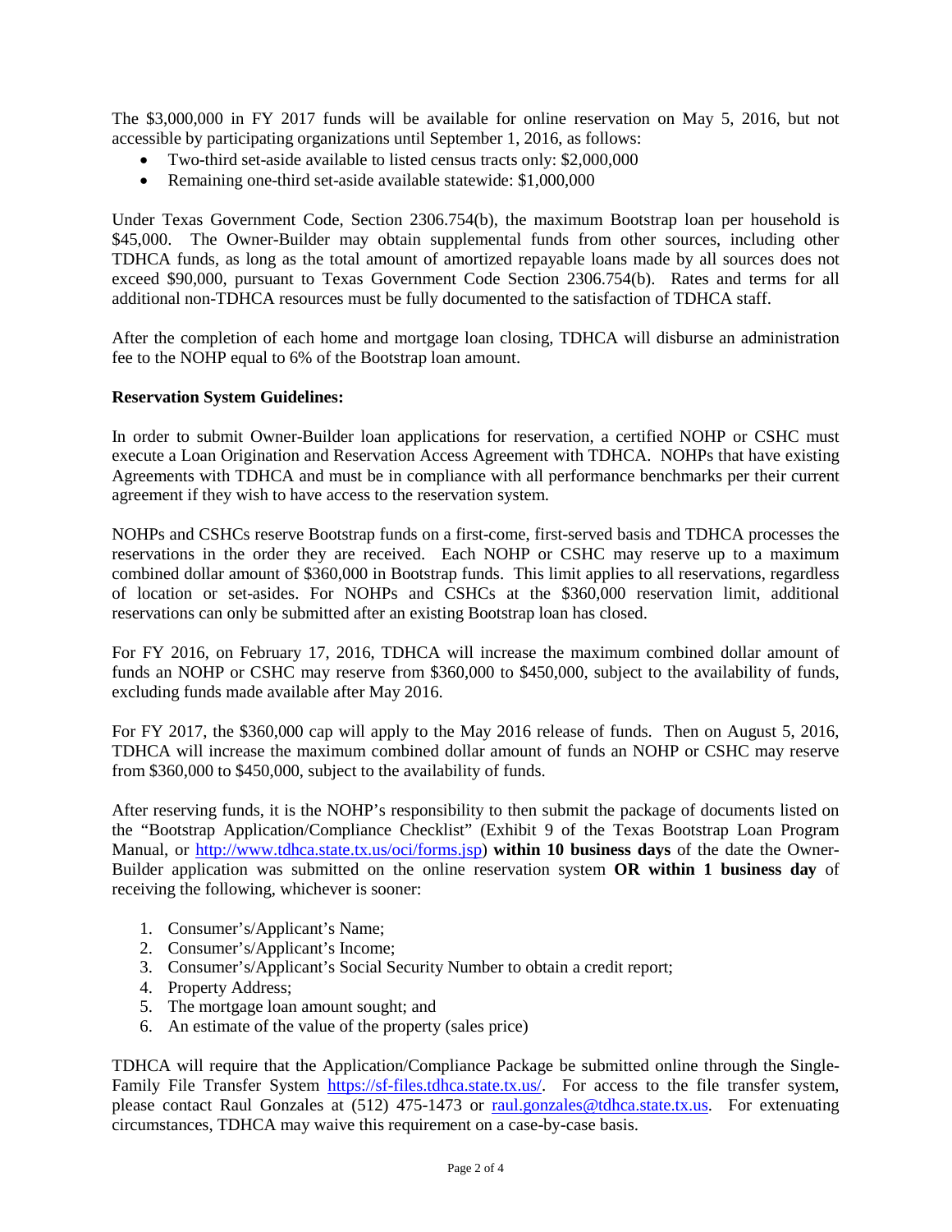The $3,000,000 in FY 2017 funds will be available for online reservation on May 5, 2016, but not accessible by participating organizations until September 1, 2016, as follows:

- Two-third set-aside available to listed census tracts only: $2,000,000
- Remaining one-third set-aside available statewide: $1,000,000

Under Texas Government Code, Section 2306.754(b), the maximum Bootstrap loan per household is $45,000. The Owner-Builder may obtain supplemental funds from other sources, including other TDHCA funds, as long as the total amount of amortized repayable loans made by all sources does not exceed $90,000, pursuant to Texas Government Code Section 2306.754(b). Rates and terms for all additional non-TDHCA resources must be fully documented to the satisfaction of TDHCA staff.

After the completion of each home and mortgage loan closing, TDHCA will disburse an administration fee to the NOHP equal to 6% of the Bootstrap loan amount.

**Reservation System Guidelines:**

In order to submit Owner-Builder loan applications for reservation, a certified NOHP or CSHC must execute a Loan Origination and Reservation Access Agreement with TDHCA. NOHPs that have existing Agreements with TDHCA and must be in compliance with all performance benchmarks per their current agreement if they wish to have access to the reservation system.

NOHPs and CSHCs reserve Bootstrap funds on a first-come, first-served basis and TDHCA processes the reservations in the order they are received. Each NOHP or CSHC may reserve up to a maximum combined dollar amount of $360,000 in Bootstrap funds. This limit applies to all reservations, regardless of location or set-asides. For NOHPs and CSHCs at the $360,000 reservation limit, additional reservations can only be submitted after an existing Bootstrap loan has closed.

For FY 2016, on February 17, 2016, TDHCA will increase the maximum combined dollar amount of funds an NOHP or CSHC may reserve from $360,000 to $450,000, subject to the availability of funds, excluding funds made available after May 2016.

For FY 2017, the $360,000 cap will apply to the May 2016 release of funds. Then on August 5, 2016, TDHCA will increase the maximum combined dollar amount of funds an NOHP or CSHC may reserve from $360,000 to $450,000, subject to the availability of funds.

After reserving funds, it is the NOHP's responsibility to then submit the package of documents listed on the "Bootstrap Application/Compliance Checklist" (Exhibit 9 of the Texas Bootstrap Loan Program Manual, or http://www.tdhca.state.tx.us/oci/forms.jsp) **within 10 business days** of the date the Owner-Builder application was submitted on the online reservation system **OR within 1 business day** of receiving the following, whichever is sooner:

1. Consumer's/Applicant's Name;
2. Consumer's/Applicant's Income;
3. Consumer's/Applicant's Social Security Number to obtain a credit report;
4. Property Address;
5. The mortgage loan amount sought; and
6. An estimate of the value of the property (sales price)

TDHCA will require that the Application/Compliance Package be submitted online through the Single-Family File Transfer System https://sf-files.tdhca.state.tx.us/. For access to the file transfer system, please contact Raul Gonzales at (512) 475-1473 or raul.gonzales@tdhca.state.tx.us. For extenuating circumstances, TDHCA may waive this requirement on a case-by-case basis.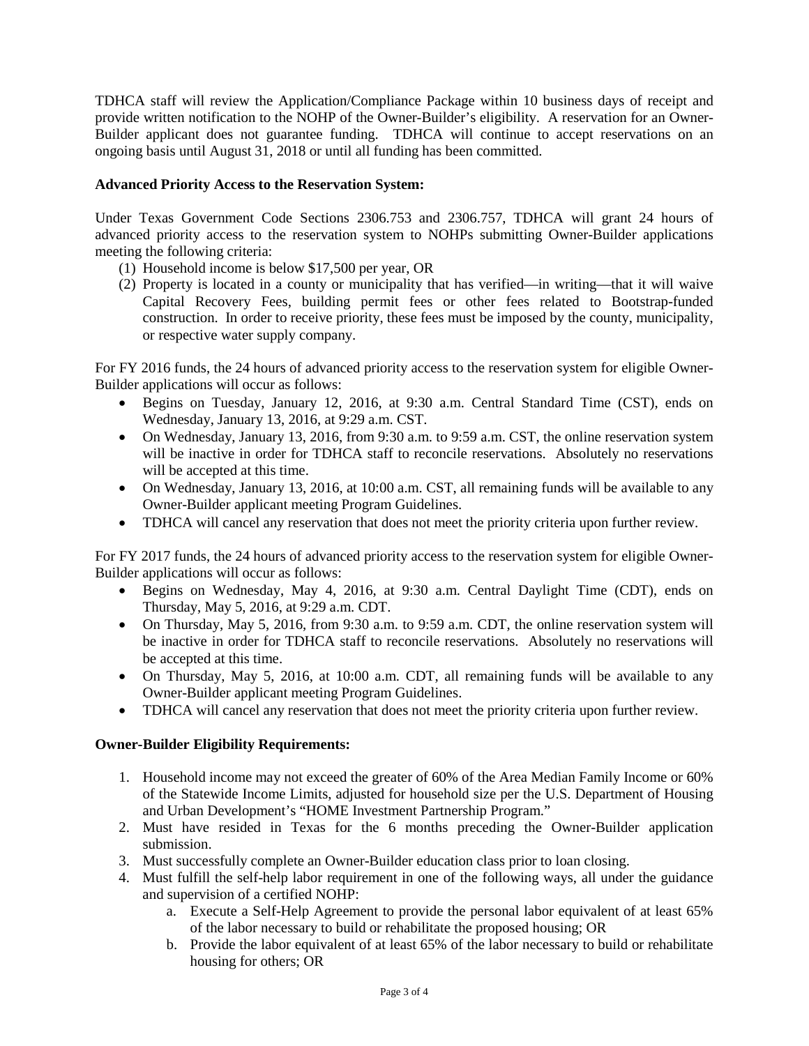TDHCA staff will review the Application/Compliance Package within 10 business days of receipt and provide written notification to the NOHP of the Owner-Builder's eligibility. A reservation for an Owner-Builder applicant does not guarantee funding. TDHCA will continue to accept reservations on an ongoing basis until August 31, 2018 or until all funding has been committed.

**Advanced Priority Access to the Reservation System:**

Under Texas Government Code Sections 2306.753 and 2306.757, TDHCA will grant 24 hours of advanced priority access to the reservation system to NOHPs submitting Owner-Builder applications meeting the following criteria:

(1) Household income is below $17,500 per year, OR
(2) Property is located in a county or municipality that has verified—in writing—that it will waive Capital Recovery Fees, building permit fees or other fees related to Bootstrap-funded construction. In order to receive priority, these fees must be imposed by the county, municipality, or respective water supply company.

For FY 2016 funds, the 24 hours of advanced priority access to the reservation system for eligible Owner-Builder applications will occur as follows:

- Begins on Tuesday, January 12, 2016, at 9:30 a.m. Central Standard Time (CST), ends on Wednesday, January 13, 2016, at 9:29 a.m. CST.
- On Wednesday, January 13, 2016, from 9:30 a.m. to 9:59 a.m. CST, the online reservation system will be inactive in order for TDHCA staff to reconcile reservations. Absolutely no reservations will be accepted at this time.
- On Wednesday, January 13, 2016, at 10:00 a.m. CST, all remaining funds will be available to any Owner-Builder applicant meeting Program Guidelines.
- TDHCA will cancel any reservation that does not meet the priority criteria upon further review.

For FY 2017 funds, the 24 hours of advanced priority access to the reservation system for eligible Owner-Builder applications will occur as follows:

- Begins on Wednesday, May 4, 2016, at 9:30 a.m. Central Daylight Time (CDT), ends on Thursday, May 5, 2016, at 9:29 a.m. CDT.
- On Thursday, May 5, 2016, from 9:30 a.m. to 9:59 a.m. CDT, the online reservation system will be inactive in order for TDHCA staff to reconcile reservations. Absolutely no reservations will be accepted at this time.
- On Thursday, May 5, 2016, at 10:00 a.m. CDT, all remaining funds will be available to any Owner-Builder applicant meeting Program Guidelines.
- TDHCA will cancel any reservation that does not meet the priority criteria upon further review.

**Owner-Builder Eligibility Requirements:**

1. Household income may not exceed the greater of 60% of the Area Median Family Income or 60% of the Statewide Income Limits, adjusted for household size per the U.S. Department of Housing and Urban Development's "HOME Investment Partnership Program."
2. Must have resided in Texas for the 6 months preceding the Owner-Builder application submission.
3. Must successfully complete an Owner-Builder education class prior to loan closing.
4. Must fulfill the self-help labor requirement in one of the following ways, all under the guidance and supervision of a certified NOHP:
    a. Execute a Self-Help Agreement to provide the personal labor equivalent of at least 65% of the labor necessary to build or rehabilitate the proposed housing; OR
    b. Provide the labor equivalent of at least 65% of the labor necessary to build or rehabilitate housing for others; OR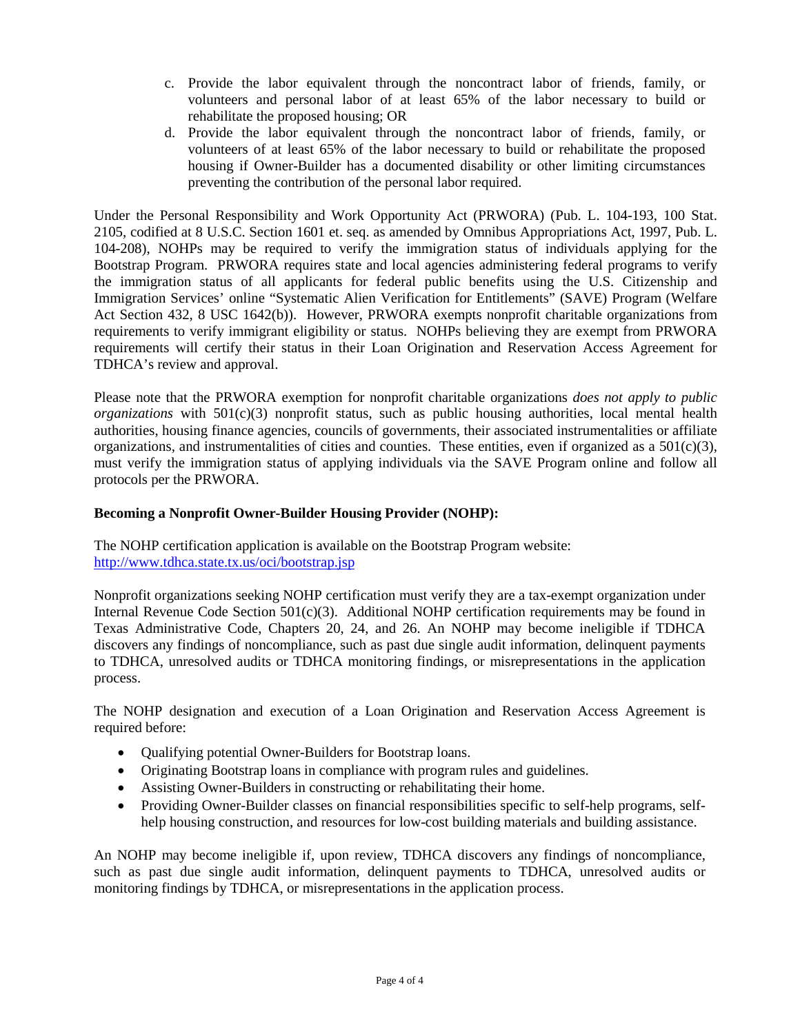c. Provide the labor equivalent through the noncontract labor of friends, family, or volunteers and personal labor of at least 65% of the labor necessary to build or rehabilitate the proposed housing; OR
d. Provide the labor equivalent through the noncontract labor of friends, family, or volunteers of at least 65% of the labor necessary to build or rehabilitate the proposed housing if Owner-Builder has a documented disability or other limiting circumstances preventing the contribution of the personal labor required.

Under the Personal Responsibility and Work Opportunity Act (PRWORA) (Pub. L. 104-193, 100 Stat. 2105, codified at 8 U.S.C. Section 1601 et. seq. as amended by Omnibus Appropriations Act, 1997, Pub. L. 104-208), NOHPs may be required to verify the immigration status of individuals applying for the Bootstrap Program. PRWORA requires state and local agencies administering federal programs to verify the immigration status of all applicants for federal public benefits using the U.S. Citizenship and Immigration Services' online "Systematic Alien Verification for Entitlements" (SAVE) Program (Welfare Act Section 432, 8 USC 1642(b)). However, PRWORA exempts nonprofit charitable organizations from requirements to verify immigrant eligibility or status. NOHPs believing they are exempt from PRWORA requirements will certify their status in their Loan Origination and Reservation Access Agreement for TDHCA's review and approval.

Please note that the PRWORA exemption for nonprofit charitable organizations *does not apply to public organizations* with 501(c)(3) nonprofit status, such as public housing authorities, local mental health authorities, housing finance agencies, councils of governments, their associated instrumentalities or affiliate organizations, and instrumentalities of cities and counties. These entities, even if organized as a 501(c)(3), must verify the immigration status of applying individuals via the SAVE Program online and follow all protocols per the PRWORA.

**Becoming a Nonprofit Owner-Builder Housing Provider (NOHP):**

The NOHP certification application is available on the Bootstrap Program website: http://www.tdhca.state.tx.us/oci/bootstrap.jsp

Nonprofit organizations seeking NOHP certification must verify they are a tax-exempt organization under Internal Revenue Code Section 501(c)(3). Additional NOHP certification requirements may be found in Texas Administrative Code, Chapters 20, 24, and 26. An NOHP may become ineligible if TDHCA discovers any findings of noncompliance, such as past due single audit information, delinquent payments to TDHCA, unresolved audits or TDHCA monitoring findings, or misrepresentations in the application process.

The NOHP designation and execution of a Loan Origination and Reservation Access Agreement is required before:

- Qualifying potential Owner-Builders for Bootstrap loans.
- Originating Bootstrap loans in compliance with program rules and guidelines.
- Assisting Owner-Builders in constructing or rehabilitating their home.
- Providing Owner-Builder classes on financial responsibilities specific to self-help programs, self-help housing construction, and resources for low-cost building materials and building assistance.

An NOHP may become ineligible if, upon review, TDHCA discovers any findings of noncompliance, such as past due single audit information, delinquent payments to TDHCA, unresolved audits or monitoring findings by TDHCA, or misrepresentations in the application process.